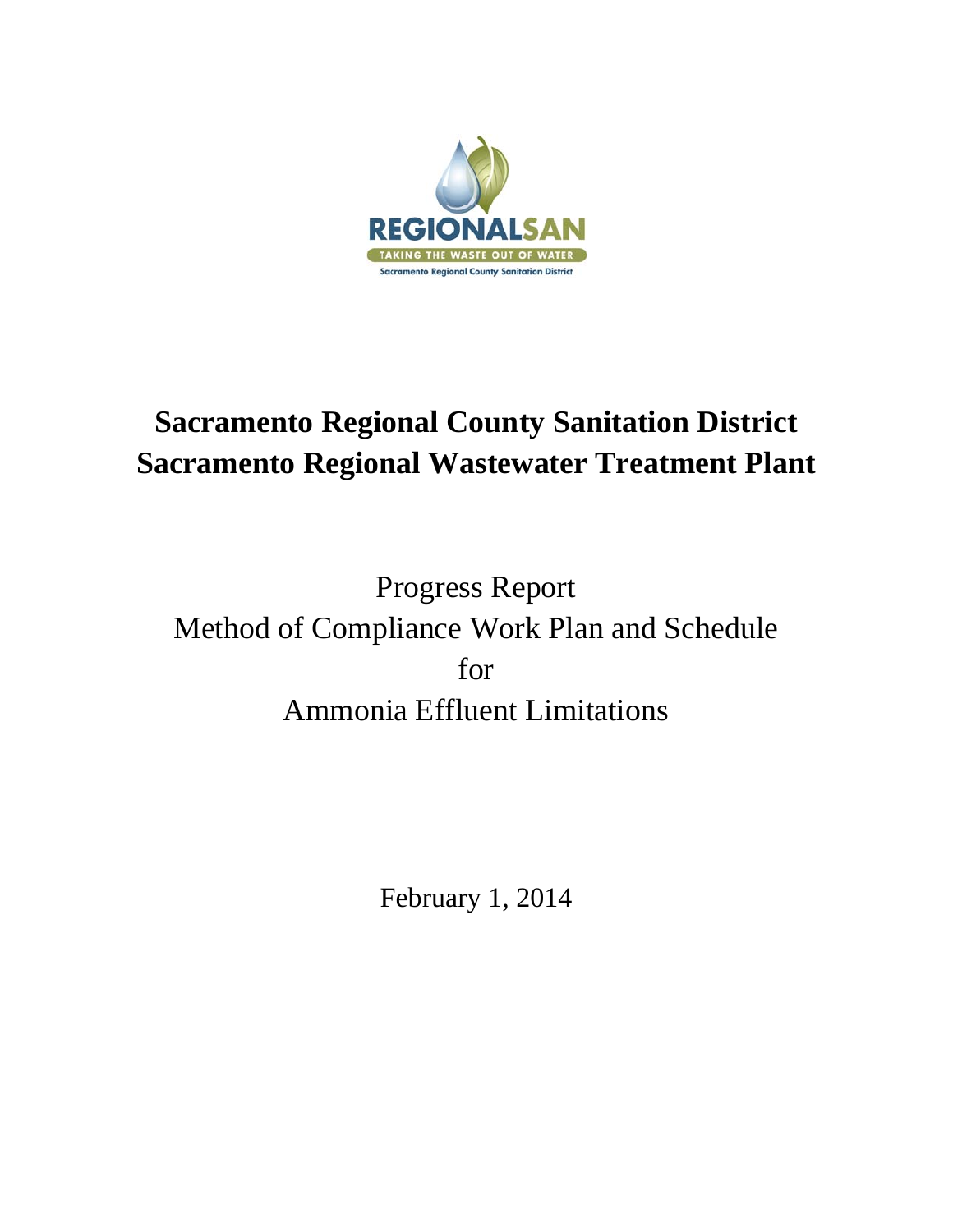REGIONALSAN

TAKING THE WASTE OUT OF WATER

Sacramento Regional County Sanitation District

# Sacramento Regional County Sanitation District
# Sacramento Regional Wastewater Treatment Plant

Progress Report
Method of Compliance Work Plan and Schedule
for
Ammonia Effluent Limitations

February 1, 2014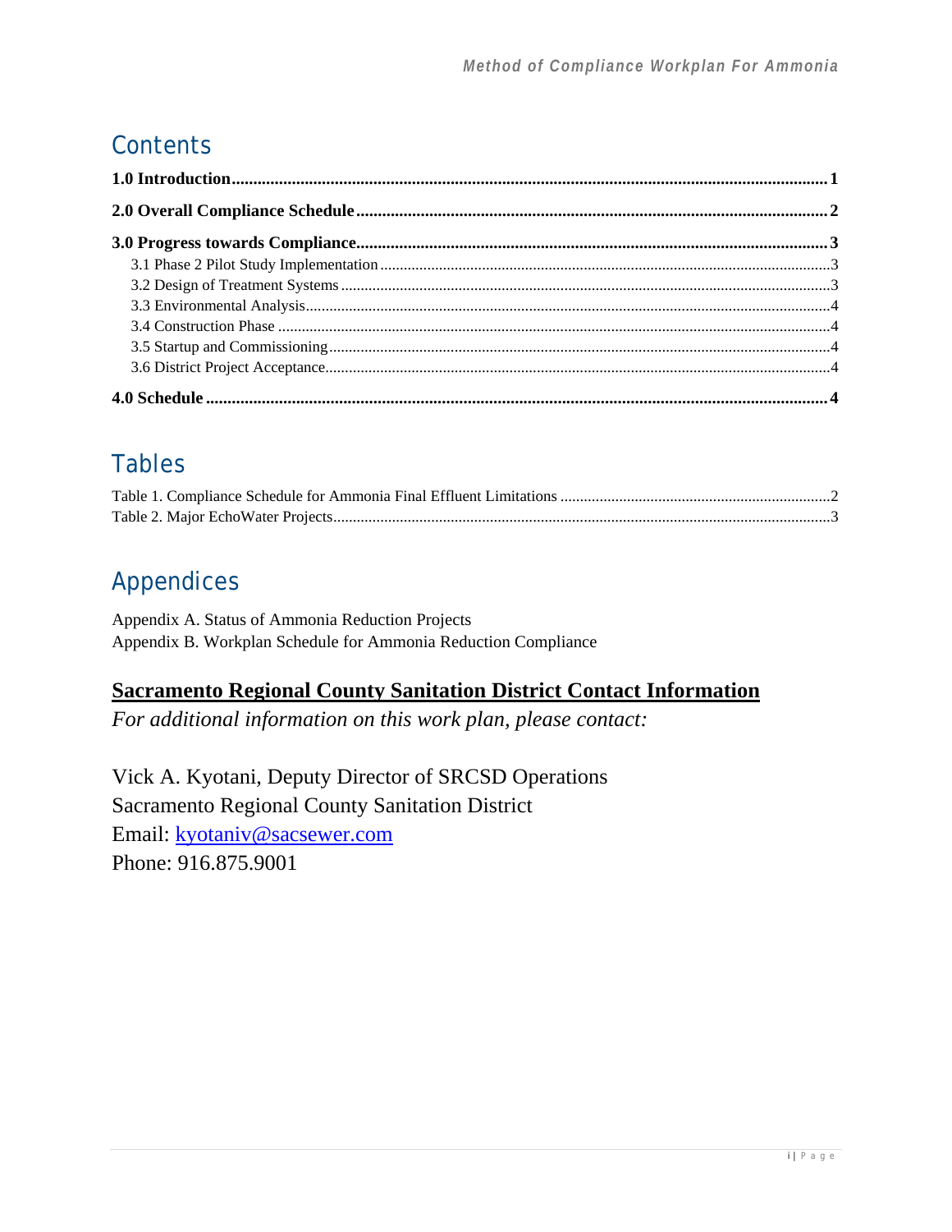## Contents

**1.0 Introduction** ............ **1**

**2.0 Overall Compliance Schedule** ............ **2**

**3.0 Progress towards Compliance** ............ **3**

- 3.1 Phase 2 Pilot Study Implementation ............ 3
- 3.2 Design of Treatment Systems ............ 3
- 3.3 Environmental Analysis ............ 4
- 3.4 Construction Phase ............ 4
- 3.5 Startup and Commissioning ............ 4
- 3.6 District Project Acceptance ............ 4

**4.0 Schedule** ............ **4**

## Tables

Table 1. Compliance Schedule for Ammonia Final Effluent Limitations ............ 2

Table 2. Major EchoWater Projects ............ 3

## Appendices

Appendix A. Status of Ammonia Reduction Projects

Appendix B. Workplan Schedule for Ammonia Reduction Compliance

### Sacramento Regional County Sanitation District Contact Information

*For additional information on this work plan, please contact:*

Vick A. Kyotani, Deputy Director of SRCSD Operations
Sacramento Regional County Sanitation District
Email: kyotaniv@sacsewer.com
Phone: 916.875.9001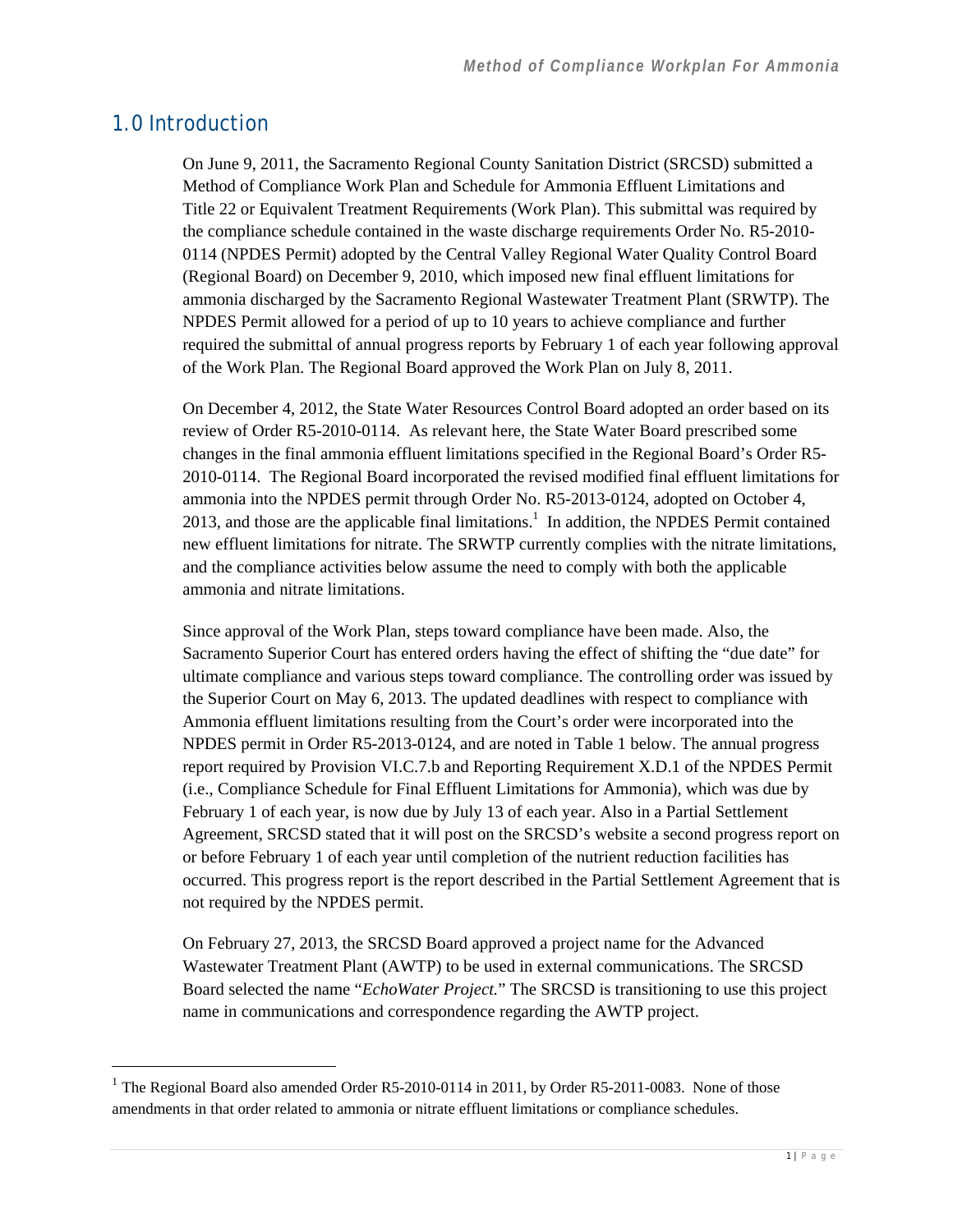## 1.0 Introduction

On June 9, 2011, the Sacramento Regional County Sanitation District (SRCSD) submitted a Method of Compliance Work Plan and Schedule for Ammonia Effluent Limitations and Title 22 or Equivalent Treatment Requirements (Work Plan). This submittal was required by the compliance schedule contained in the waste discharge requirements Order No. R5-2010-0114 (NPDES Permit) adopted by the Central Valley Regional Water Quality Control Board (Regional Board) on December 9, 2010, which imposed new final effluent limitations for ammonia discharged by the Sacramento Regional Wastewater Treatment Plant (SRWTP). The NPDES Permit allowed for a period of up to 10 years to achieve compliance and further required the submittal of annual progress reports by February 1 of each year following approval of the Work Plan. The Regional Board approved the Work Plan on July 8, 2011.

On December 4, 2012, the State Water Resources Control Board adopted an order based on its review of Order R5-2010-0114. As relevant here, the State Water Board prescribed some changes in the final ammonia effluent limitations specified in the Regional Board's Order R5-2010-0114. The Regional Board incorporated the revised modified final effluent limitations for ammonia into the NPDES permit through Order No. R5-2013-0124, adopted on October 4, 2013, and those are the applicable final limitations.[1] In addition, the NPDES Permit contained new effluent limitations for nitrate. The SRWTP currently complies with the nitrate limitations, and the compliance activities below assume the need to comply with both the applicable ammonia and nitrate limitations.

Since approval of the Work Plan, steps toward compliance have been made. Also, the Sacramento Superior Court has entered orders having the effect of shifting the "due date" for ultimate compliance and various steps toward compliance. The controlling order was issued by the Superior Court on May 6, 2013. The updated deadlines with respect to compliance with Ammonia effluent limitations resulting from the Court's order were incorporated into the NPDES permit in Order R5-2013-0124, and are noted in Table 1 below. The annual progress report required by Provision VI.C.7.b and Reporting Requirement X.D.1 of the NPDES Permit (i.e., Compliance Schedule for Final Effluent Limitations for Ammonia), which was due by February 1 of each year, is now due by July 13 of each year. Also in a Partial Settlement Agreement, SRCSD stated that it will post on the SRCSD's website a second progress report on or before February 1 of each year until completion of the nutrient reduction facilities has occurred. This progress report is the report described in the Partial Settlement Agreement that is not required by the NPDES permit.

On February 27, 2013, the SRCSD Board approved a project name for the Advanced Wastewater Treatment Plant (AWTP) to be used in external communications. The SRCSD Board selected the name "*EchoWater Project.*" The SRCSD is transitioning to use this project name in communications and correspondence regarding the AWTP project.

[1] The Regional Board also amended Order R5-2010-0114 in 2011, by Order R5-2011-0083. None of those amendments in that order related to ammonia or nitrate effluent limitations or compliance schedules.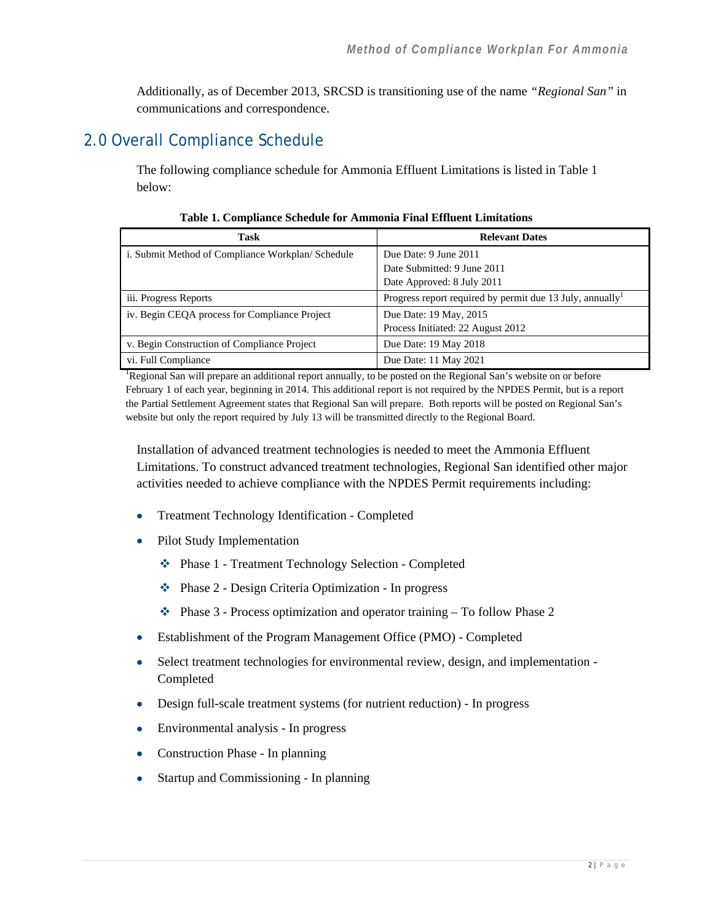Additionally, as of December 2013, SRCSD is transitioning use of the name *"Regional San"* in communications and correspondence.

## 2.0 Overall Compliance Schedule

The following compliance schedule for Ammonia Effluent Limitations is listed in Table 1 below:

**Table 1. Compliance Schedule for Ammonia Final Effluent Limitations**

| Task | Relevant Dates |
|---|---|
| i. Submit Method of Compliance Workplan/ Schedule | Due Date: 9 June 2011<br>Date Submitted: 9 June 2011<br>Date Approved: 8 July 2011 |
| iii. Progress Reports | Progress report required by permit due 13 July, annually[1] |
| iv. Begin CEQA process for Compliance Project | Due Date: 19 May, 2015<br>Process Initiated: 22 August 2012 |
| v. Begin Construction of Compliance Project | Due Date: 19 May 2018 |
| vi. Full Compliance | Due Date: 11 May 2021 |

[1]Regional San will prepare an additional report annually, to be posted on the Regional San's website on or before February 1 of each year, beginning in 2014. This additional report is not required by the NPDES Permit, but is a report the Partial Settlement Agreement states that Regional San will prepare. Both reports will be posted on Regional San's website but only the report required by July 13 will be transmitted directly to the Regional Board.

Installation of advanced treatment technologies is needed to meet the Ammonia Effluent Limitations. To construct advanced treatment technologies, Regional San identified other major activities needed to achieve compliance with the NPDES Permit requirements including:

- Treatment Technology Identification - Completed
- Pilot Study Implementation
  - Phase 1 - Treatment Technology Selection - Completed
  - Phase 2 - Design Criteria Optimization - In progress
  - Phase 3 - Process optimization and operator training – To follow Phase 2
- Establishment of the Program Management Office (PMO) - Completed
- Select treatment technologies for environmental review, design, and implementation - Completed
- Design full-scale treatment systems (for nutrient reduction) - In progress
- Environmental analysis - In progress
- Construction Phase - In planning
- Startup and Commissioning - In planning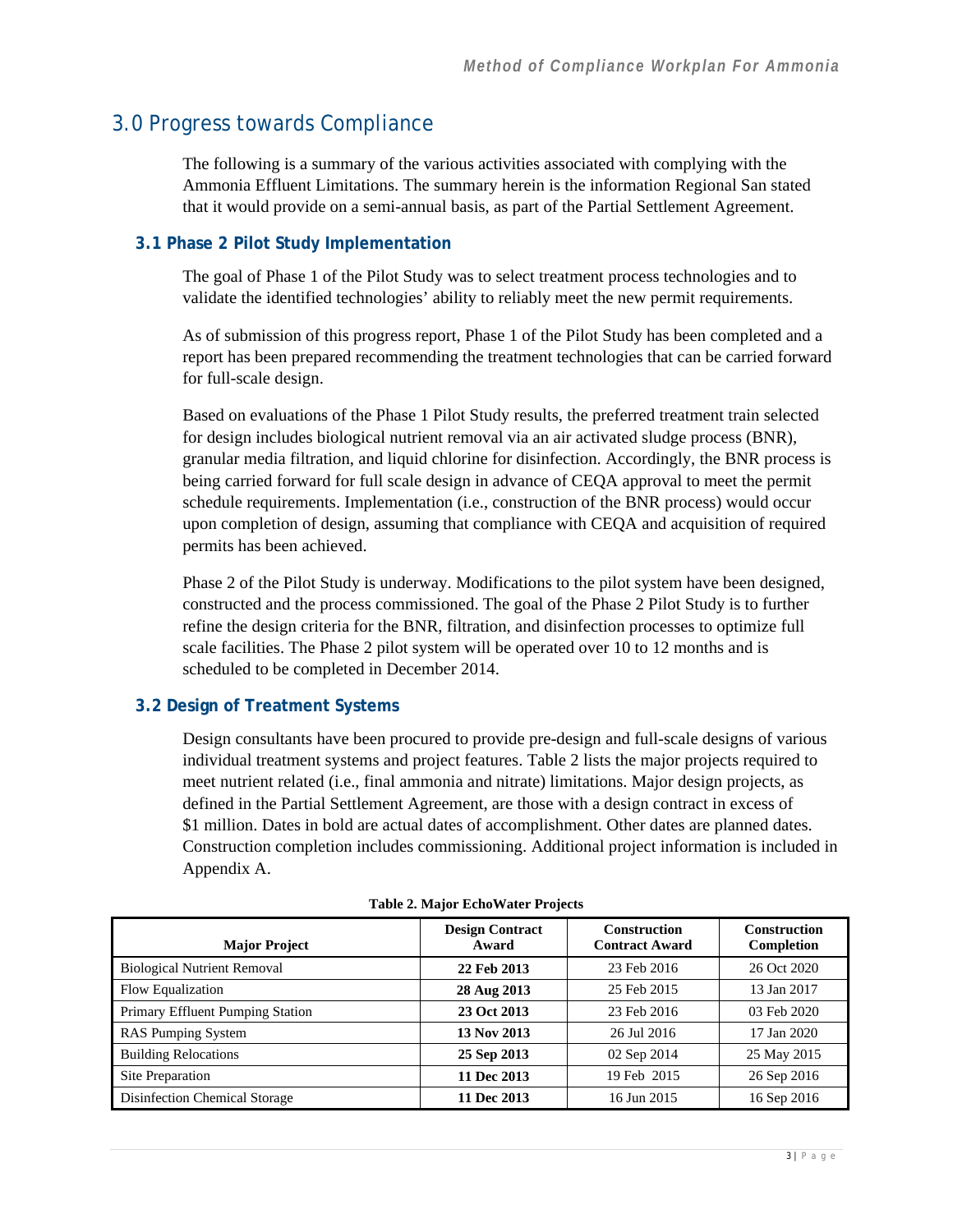## 3.0 Progress towards Compliance

The following is a summary of the various activities associated with complying with the Ammonia Effluent Limitations. The summary herein is the information Regional San stated that it would provide on a semi-annual basis, as part of the Partial Settlement Agreement.

### 3.1 Phase 2 Pilot Study Implementation

The goal of Phase 1 of the Pilot Study was to select treatment process technologies and to validate the identified technologies' ability to reliably meet the new permit requirements.

As of submission of this progress report, Phase 1 of the Pilot Study has been completed and a report has been prepared recommending the treatment technologies that can be carried forward for full-scale design.

Based on evaluations of the Phase 1 Pilot Study results, the preferred treatment train selected for design includes biological nutrient removal via an air activated sludge process (BNR), granular media filtration, and liquid chlorine for disinfection. Accordingly, the BNR process is being carried forward for full scale design in advance of CEQA approval to meet the permit schedule requirements. Implementation (i.e., construction of the BNR process) would occur upon completion of design, assuming that compliance with CEQA and acquisition of required permits has been achieved.

Phase 2 of the Pilot Study is underway. Modifications to the pilot system have been designed, constructed and the process commissioned. The goal of the Phase 2 Pilot Study is to further refine the design criteria for the BNR, filtration, and disinfection processes to optimize full scale facilities. The Phase 2 pilot system will be operated over 10 to 12 months and is scheduled to be completed in December 2014.

### 3.2 Design of Treatment Systems

Design consultants have been procured to provide pre-design and full-scale designs of various individual treatment systems and project features. Table 2 lists the major projects required to meet nutrient related (i.e., final ammonia and nitrate) limitations. Major design projects, as defined in the Partial Settlement Agreement, are those with a design contract in excess of $1 million. Dates in bold are actual dates of accomplishment. Other dates are planned dates. Construction completion includes commissioning. Additional project information is included in Appendix A.

**Table 2. Major EchoWater Projects**

| Major Project | Design Contract Award | Construction Contract Award | Construction Completion |
|---|---|---|---|
| Biological Nutrient Removal | **22 Feb 2013** | 23 Feb 2016 | 26 Oct 2020 |
| Flow Equalization | **28 Aug 2013** | 25 Feb 2015 | 13 Jan 2017 |
| Primary Effluent Pumping Station | **23 Oct 2013** | 23 Feb 2016 | 03 Feb 2020 |
| RAS Pumping System | **13 Nov 2013** | 26 Jul 2016 | 17 Jan 2020 |
| Building Relocations | **25 Sep 2013** | 02 Sep 2014 | 25 May 2015 |
| Site Preparation | **11 Dec 2013** | 19 Feb 2015 | 26 Sep 2016 |
| Disinfection Chemical Storage | **11 Dec 2013** | 16 Jun 2015 | 16 Sep 2016 |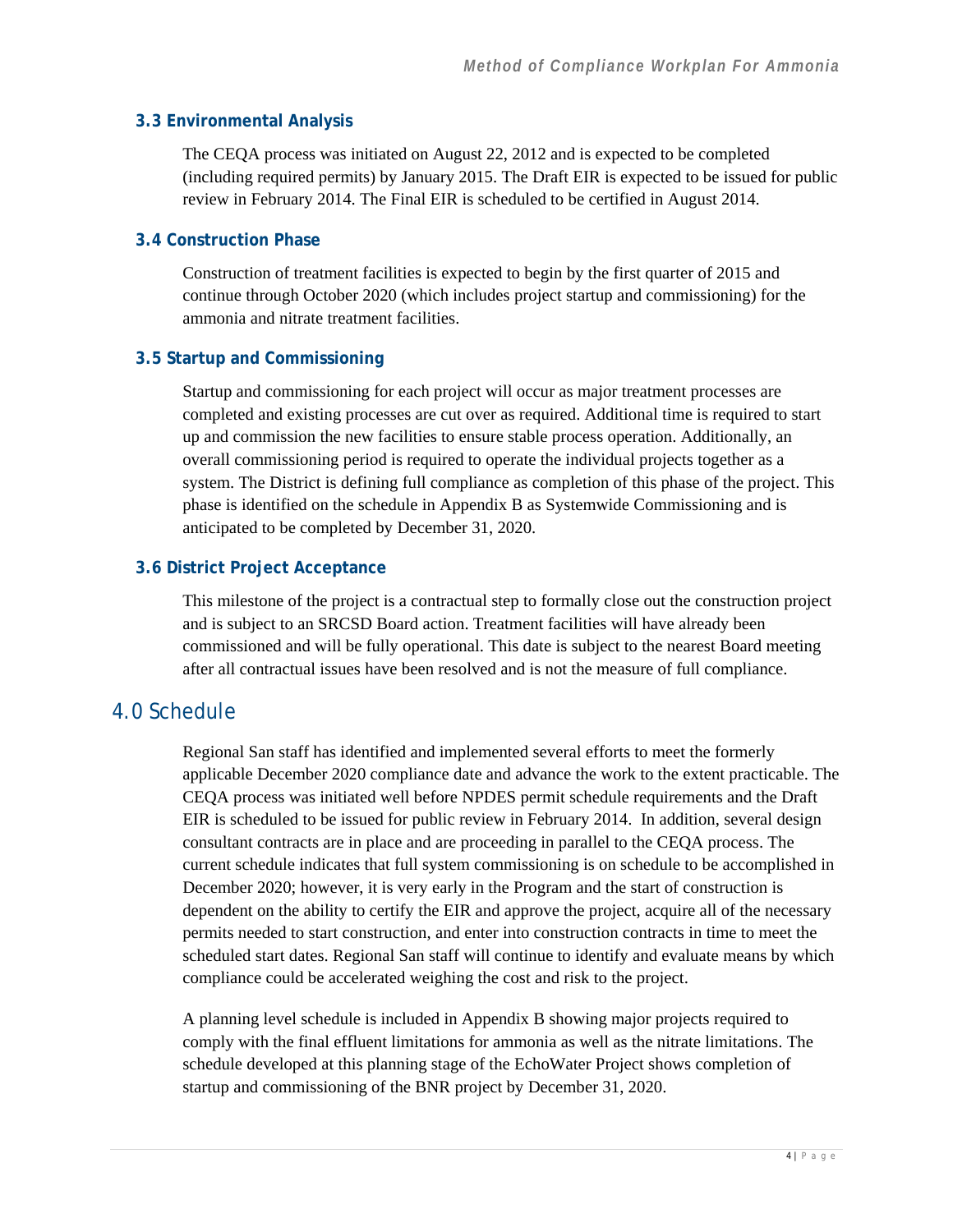### 3.3 Environmental Analysis

The CEQA process was initiated on August 22, 2012 and is expected to be completed (including required permits) by January 2015. The Draft EIR is expected to be issued for public review in February 2014. The Final EIR is scheduled to be certified in August 2014.

### 3.4 Construction Phase

Construction of treatment facilities is expected to begin by the first quarter of 2015 and continue through October 2020 (which includes project startup and commissioning) for the ammonia and nitrate treatment facilities.

### 3.5 Startup and Commissioning

Startup and commissioning for each project will occur as major treatment processes are completed and existing processes are cut over as required. Additional time is required to start up and commission the new facilities to ensure stable process operation. Additionally, an overall commissioning period is required to operate the individual projects together as a system. The District is defining full compliance as completion of this phase of the project. This phase is identified on the schedule in Appendix B as Systemwide Commissioning and is anticipated to be completed by December 31, 2020.

### 3.6 District Project Acceptance

This milestone of the project is a contractual step to formally close out the construction project and is subject to an SRCSD Board action. Treatment facilities will have already been commissioned and will be fully operational. This date is subject to the nearest Board meeting after all contractual issues have been resolved and is not the measure of full compliance.

## 4.0 Schedule

Regional San staff has identified and implemented several efforts to meet the formerly applicable December 2020 compliance date and advance the work to the extent practicable. The CEQA process was initiated well before NPDES permit schedule requirements and the Draft EIR is scheduled to be issued for public review in February 2014. In addition, several design consultant contracts are in place and are proceeding in parallel to the CEQA process. The current schedule indicates that full system commissioning is on schedule to be accomplished in December 2020; however, it is very early in the Program and the start of construction is dependent on the ability to certify the EIR and approve the project, acquire all of the necessary permits needed to start construction, and enter into construction contracts in time to meet the scheduled start dates. Regional San staff will continue to identify and evaluate means by which compliance could be accelerated weighing the cost and risk to the project.

A planning level schedule is included in Appendix B showing major projects required to comply with the final effluent limitations for ammonia as well as the nitrate limitations. The schedule developed at this planning stage of the EchoWater Project shows completion of startup and commissioning of the BNR project by December 31, 2020.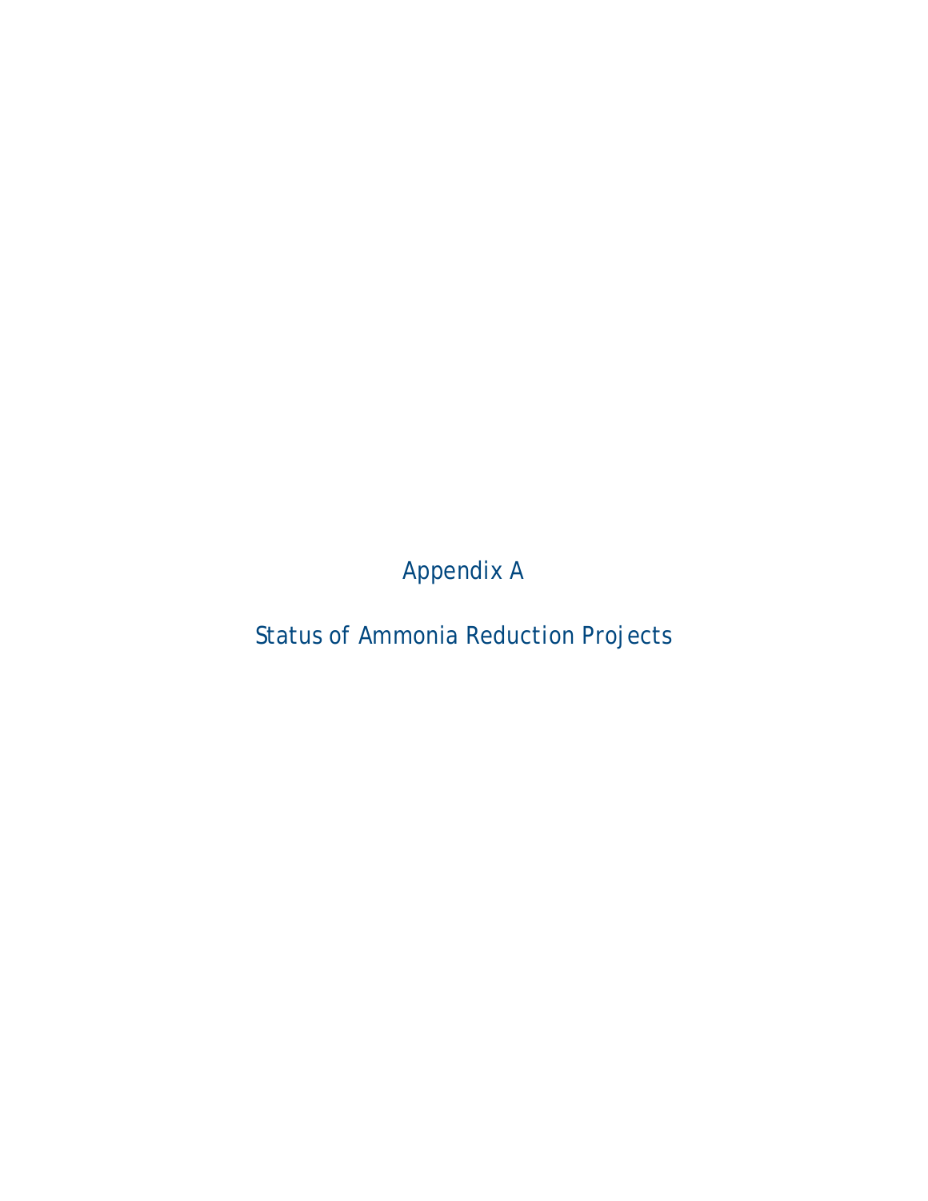# Appendix A

## Status of Ammonia Reduction Projects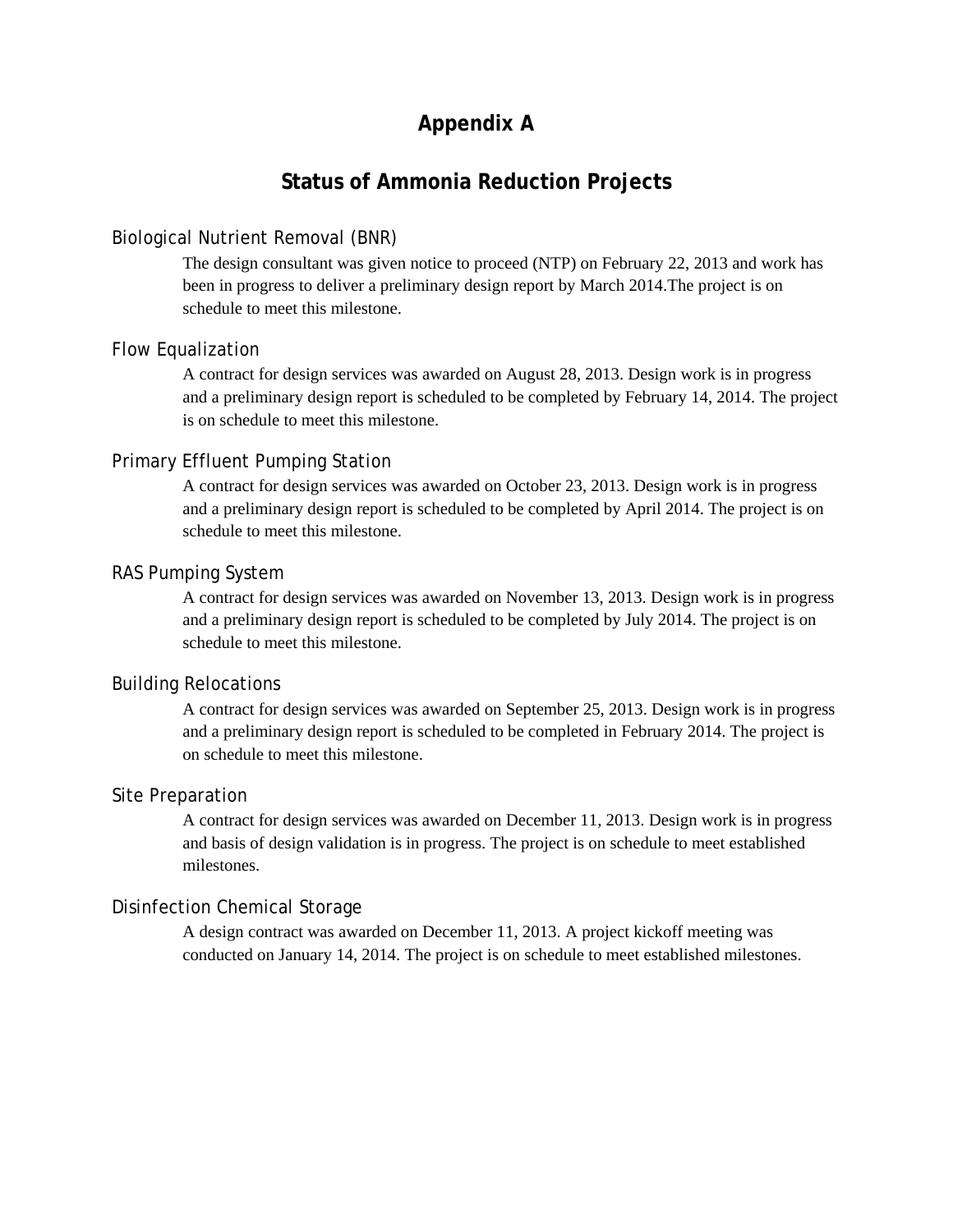# Appendix A

## Status of Ammonia Reduction Projects

### Biological Nutrient Removal (BNR)

The design consultant was given notice to proceed (NTP) on February 22, 2013 and work has been in progress to deliver a preliminary design report by March 2014.The project is on schedule to meet this milestone.

### Flow Equalization

A contract for design services was awarded on August 28, 2013. Design work is in progress and a preliminary design report is scheduled to be completed by February 14, 2014. The project is on schedule to meet this milestone.

### Primary Effluent Pumping Station

A contract for design services was awarded on October 23, 2013. Design work is in progress and a preliminary design report is scheduled to be completed by April 2014. The project is on schedule to meet this milestone.

### RAS Pumping System

A contract for design services was awarded on November 13, 2013. Design work is in progress and a preliminary design report is scheduled to be completed by July 2014. The project is on schedule to meet this milestone.

### Building Relocations

A contract for design services was awarded on September 25, 2013. Design work is in progress and a preliminary design report is scheduled to be completed in February 2014. The project is on schedule to meet this milestone.

### Site Preparation

A contract for design services was awarded on December 11, 2013. Design work is in progress and basis of design validation is in progress. The project is on schedule to meet established milestones.

### Disinfection Chemical Storage

A design contract was awarded on December 11, 2013. A project kickoff meeting was conducted on January 14, 2014. The project is on schedule to meet established milestones.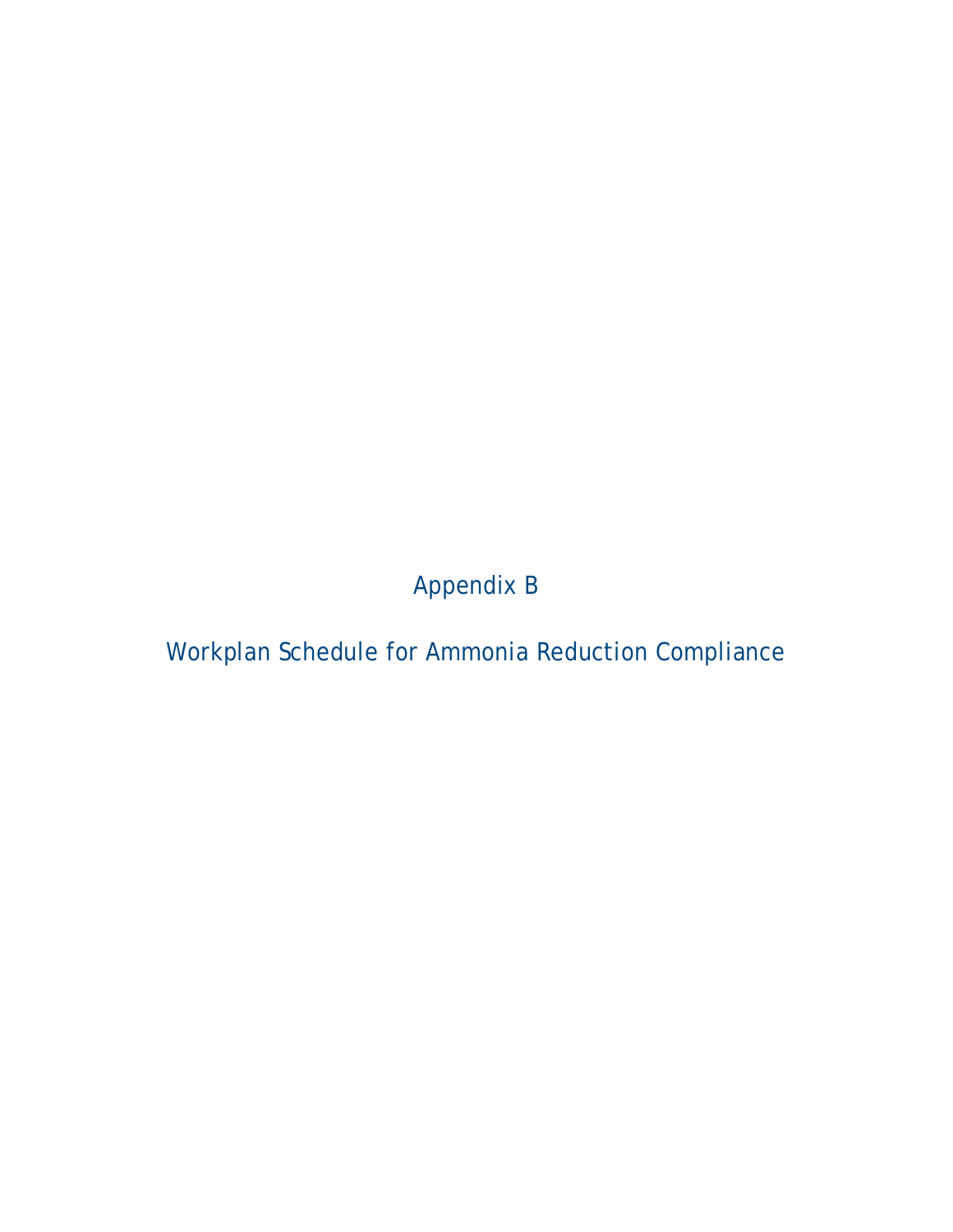# Appendix B

## Workplan Schedule for Ammonia Reduction Compliance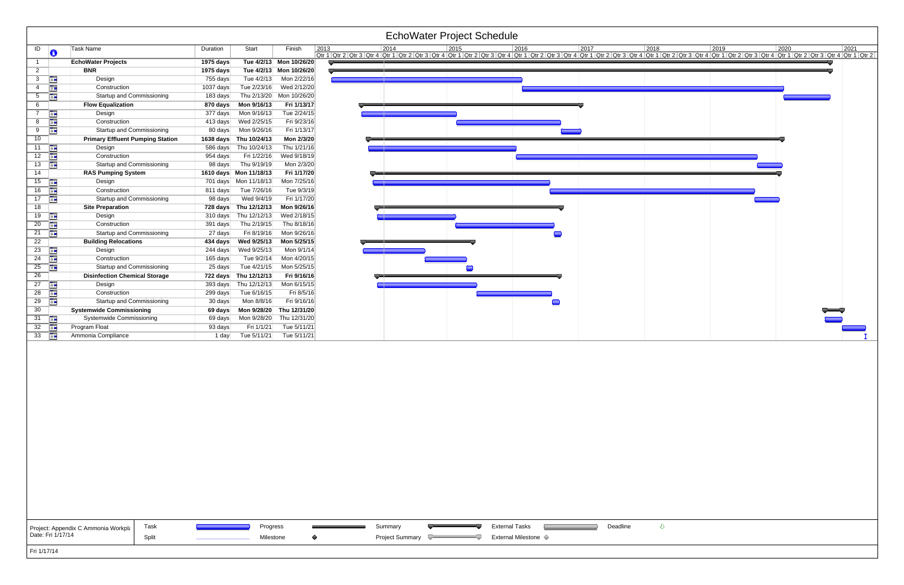# EchoWater Project Schedule

| ID | Task Name | Duration | Start | Finish |
|---|---|---|---|---|
| 1 | **EchoWater Projects** | **1975 days** | **Tue 4/2/13** | **Mon 10/26/20** |
| 2 | **BNR** | **1975 days** | **Tue 4/2/13** | **Mon 10/26/20** |
| 3 | Design | 755 days | Tue 4/2/13 | Mon 2/22/16 |
| 4 | Construction | 1037 days | Tue 2/23/16 | Wed 2/12/20 |
| 5 | Startup and Commissioning | 183 days | Thu 2/13/20 | Mon 10/26/20 |
| 6 | **Flow Equalization** | **870 days** | **Mon 9/16/13** | **Fri 1/13/17** |
| 7 | Design | 377 days | Mon 9/16/13 | Tue 2/24/15 |
| 8 | Construction | 413 days | Wed 2/25/15 | Fri 9/23/16 |
| 9 | Startup and Commissioning | 80 days | Mon 9/26/16 | Fri 1/13/17 |
| 10 | **Primary Effluent Pumping Station** | **1638 days** | **Thu 10/24/13** | **Mon 2/3/20** |
| 11 | Design | 586 days | Thu 10/24/13 | Thu 1/21/16 |
| 12 | Construction | 954 days | Fri 1/22/16 | Wed 9/18/19 |
| 13 | Startup and Commissioning | 98 days | Thu 9/19/19 | Mon 2/3/20 |
| 14 | **RAS Pumping System** | **1610 days** | **Mon 11/18/13** | **Fri 1/17/20** |
| 15 | Design | 701 days | Mon 11/18/13 | Mon 7/25/16 |
| 16 | Construction | 811 days | Tue 7/26/16 | Tue 9/3/19 |
| 17 | Startup and Commissioning | 98 days | Wed 9/4/19 | Fri 1/17/20 |
| 18 | **Site Preparation** | **728 days** | **Thu 12/12/13** | **Mon 9/26/16** |
| 19 | Design | 310 days | Thu 12/12/13 | Wed 2/18/15 |
| 20 | Construction | 391 days | Thu 2/19/15 | Thu 8/18/16 |
| 21 | Startup and Commissioning | 27 days | Fri 8/19/16 | Mon 9/26/16 |
| 22 | **Building Relocations** | **434 days** | **Wed 9/25/13** | **Mon 5/25/15** |
| 23 | Design | 244 days | Wed 9/25/13 | Mon 9/1/14 |
| 24 | Construction | 165 days | Tue 9/2/14 | Mon 4/20/15 |
| 25 | Startup and Commissioning | 25 days | Tue 4/21/15 | Mon 5/25/15 |
| 26 | **Disinfection Chemical Storage** | **722 days** | **Thu 12/12/13** | **Fri 9/16/16** |
| 27 | Design | 393 days | Thu 12/12/13 | Mon 6/15/15 |
| 28 | Construction | 299 days | Tue 6/16/15 | Fri 8/5/16 |
| 29 | Startup and Commissioning | 30 days | Mon 8/8/16 | Fri 9/16/16 |
| 30 | **Systemwide Commissioning** | **69 days** | **Mon 9/28/20** | **Thu 12/31/20** |
| 31 | Systemwide Commissioning | 69 days | Mon 9/28/20 | Thu 12/31/20 |
| 32 | Program Float | 93 days | Fri 1/1/21 | Tue 5/11/21 |
| 33 | Ammonia Compliance | 1 day | Tue 5/11/21 | Tue 5/11/21 |

2013 2014 2015 2016 2017 2018 2019 2020 2021

Qtr 1 Qtr 2 Qtr 3 Qtr 4

Project: Appendix C Ammonia Workpla
Date: Fri 1/17/14

Task
Split
Progress
Milestone
Summary
Project Summary
External Tasks
External Milestone
Deadline

Fri 1/17/14